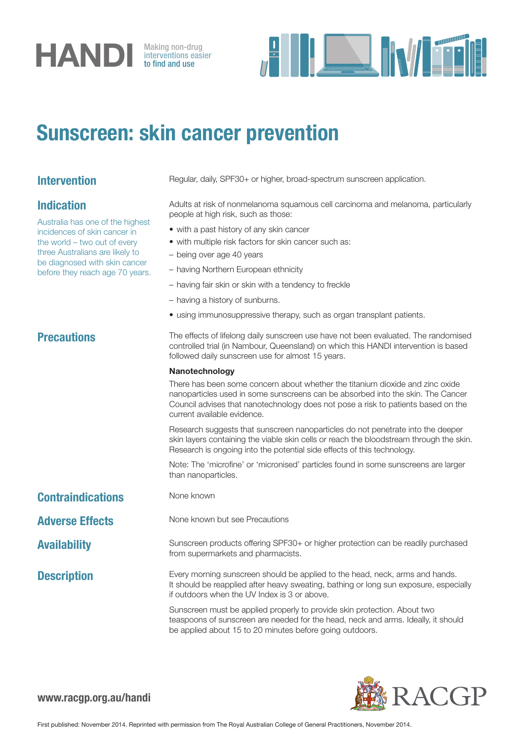# HANDI

Making non-drug interventions easier to find and use

# Sunscreen: skin cancer prevention

## Intervention

Regular, daily, SPF30+ or higher, broad-spectrum sunscreen application.

## Indication

Australia has one of the highest incidences of skin cancer in the world – two out of every three Australians are likely to be diagnosed with skin cancer before they reach age 70 years.

Adults at risk of nonmelanoma squamous cell carcinoma and melanoma, particularly people at high risk, such as those:

- with a past history of any skin cancer
- with multiple risk factors for skin cancer such as:
  - being over age 40 years
  - having Northern European ethnicity
  - having fair skin or skin with a tendency to freckle
  - having a history of sunburns.
- using immunosuppressive therapy, such as organ transplant patients.

## Precautions

The effects of lifelong daily sunscreen use have not been evaluated. The randomised controlled trial (in Nambour, Queensland) on which this HANDI intervention is based followed daily sunscreen use for almost 15 years.

**Nanotechnology**

There has been some concern about whether the titanium dioxide and zinc oxide nanoparticles used in some sunscreens can be absorbed into the skin. The Cancer Council advises that nanotechnology does not pose a risk to patients based on the current available evidence.

Research suggests that sunscreen nanoparticles do not penetrate into the deeper skin layers containing the viable skin cells or reach the bloodstream through the skin. Research is ongoing into the potential side effects of this technology.

Note: The 'microfine' or 'micronised' particles found in some sunscreens are larger than nanoparticles.

## Contraindications

None known

## Adverse Effects

None known but see Precautions

## Availability

Sunscreen products offering SPF30+ or higher protection can be readily purchased from supermarkets and pharmacists.

## Description

Every morning sunscreen should be applied to the head, neck, arms and hands. It should be reapplied after heavy sweating, bathing or long sun exposure, especially if outdoors when the UV Index is 3 or above.

Sunscreen must be applied properly to provide skin protection. About two teaspoons of sunscreen are needed for the head, neck and arms. Ideally, it should be applied about 15 to 20 minutes before going outdoors.

**www.racgp.org.au/handi**

RACGP

First published: November 2014. Reprinted with permission from The Royal Australian College of General Practitioners, November 2014.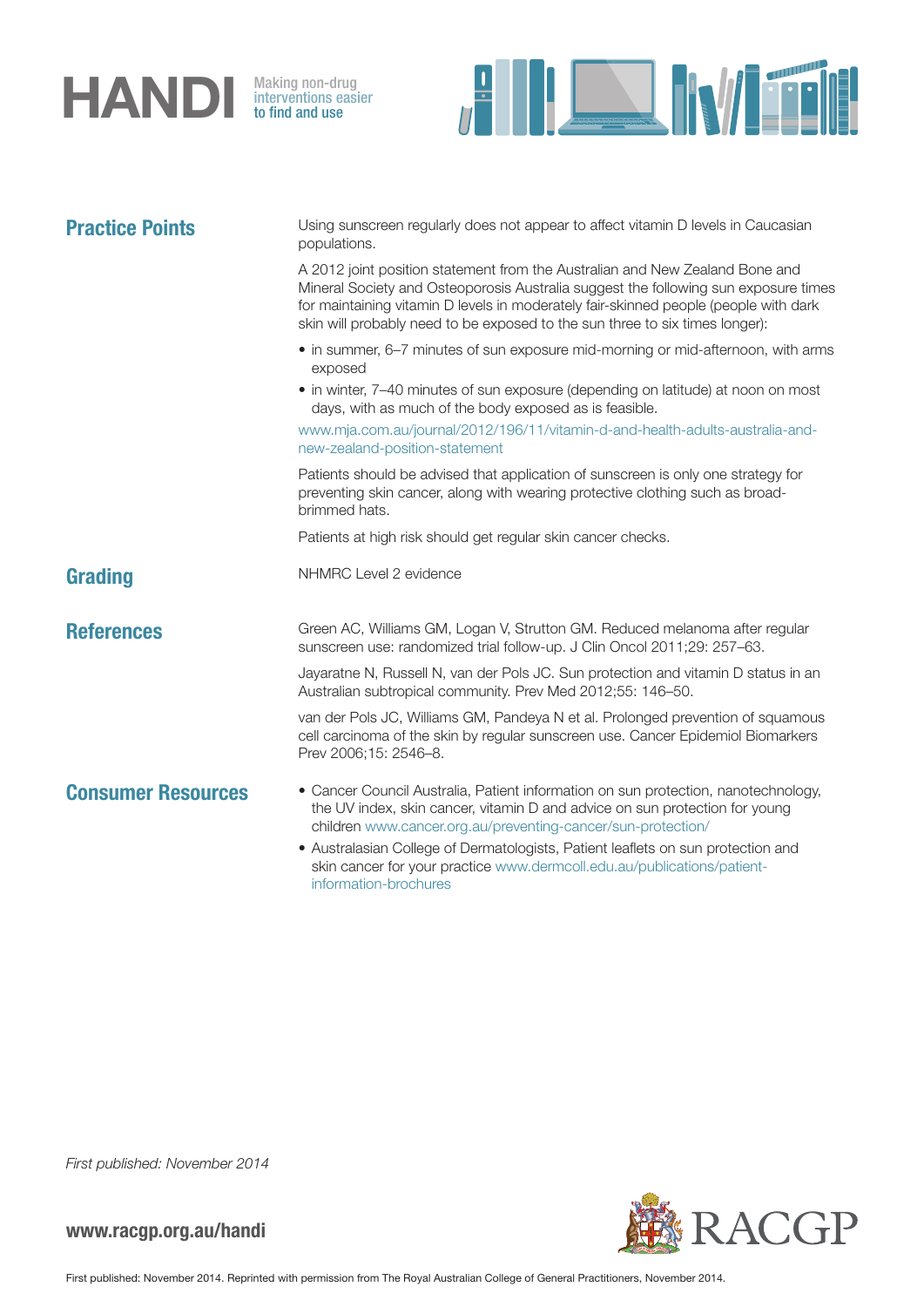## Practice Points

Using sunscreen regularly does not appear to affect vitamin D levels in Caucasian populations.

A 2012 joint position statement from the Australian and New Zealand Bone and Mineral Society and Osteoporosis Australia suggest the following sun exposure times for maintaining vitamin D levels in moderately fair-skinned people (people with dark skin will probably need to be exposed to the sun three to six times longer):

- in summer, 6–7 minutes of sun exposure mid-morning or mid-afternoon, with arms exposed
- in winter, 7–40 minutes of sun exposure (depending on latitude) at noon on most days, with as much of the body exposed as is feasible.

www.mja.com.au/journal/2012/196/11/vitamin-d-and-health-adults-australia-and-new-zealand-position-statement

Patients should be advised that application of sunscreen is only one strategy for preventing skin cancer, along with wearing protective clothing such as broad-brimmed hats.

Patients at high risk should get regular skin cancer checks.

## Grading

NHMRC Level 2 evidence

## References

Green AC, Williams GM, Logan V, Strutton GM. Reduced melanoma after regular sunscreen use: randomized trial follow-up. J Clin Oncol 2011;29: 257–63.

Jayaratne N, Russell N, van der Pols JC. Sun protection and vitamin D status in an Australian subtropical community. Prev Med 2012;55: 146–50.

van der Pols JC, Williams GM, Pandeya N et al. Prolonged prevention of squamous cell carcinoma of the skin by regular sunscreen use. Cancer Epidemiol Biomarkers Prev 2006;15: 2546–8.

## Consumer Resources

- Cancer Council Australia, Patient information on sun protection, nanotechnology, the UV index, skin cancer, vitamin D and advice on sun protection for young children www.cancer.org.au/preventing-cancer/sun-protection/
- Australasian College of Dermatologists, Patient leaflets on sun protection and skin cancer for your practice www.dermcoll.edu.au/publications/patient-information-brochures

*First published: November 2014*

www.racgp.org.au/handi

First published: November 2014. Reprinted with permission from The Royal Australian College of General Practitioners, November 2014.